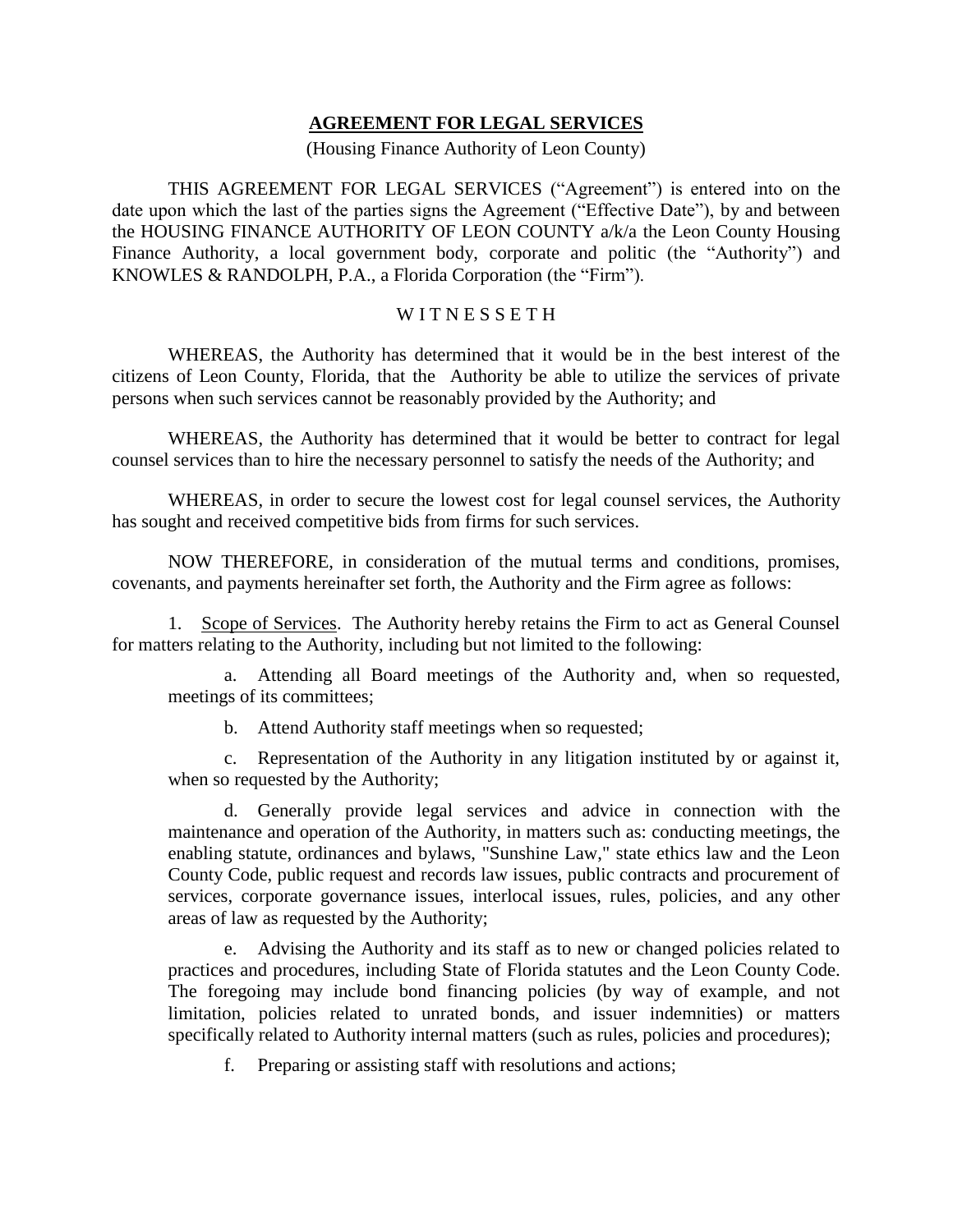# **AGREEMENT FOR LEGAL SERVICES**

(Housing Finance Authority of Leon County)

THIS AGREEMENT FOR LEGAL SERVICES ("Agreement") is entered into on the date upon which the last of the parties signs the Agreement ("Effective Date"), by and between the HOUSING FINANCE AUTHORITY OF LEON COUNTY a/k/a the Leon County Housing Finance Authority, a local government body, corporate and politic (the "Authority") and KNOWLES & RANDOLPH, P.A., a Florida Corporation (the "Firm").

W I T N E S S E T H

WHEREAS, the Authority has determined that it would be in the best interest of the citizens of Leon County, Florida, that the Authority be able to utilize the services of private persons when such services cannot be reasonably provided by the Authority; and

WHEREAS, the Authority has determined that it would be better to contract for legal counsel services than to hire the necessary personnel to satisfy the needs of the Authority; and

WHEREAS, in order to secure the lowest cost for legal counsel services, the Authority has sought and received competitive bids from firms for such services.

NOW THEREFORE, in consideration of the mutual terms and conditions, promises, covenants, and payments hereinafter set forth, the Authority and the Firm agree as follows:

1. Scope of Services. The Authority hereby retains the Firm to act as General Counsel for matters relating to the Authority, including but not limited to the following:

   a. Attending all Board meetings of the Authority and, when so requested, meetings of its committees;

   b. Attend Authority staff meetings when so requested;

   c. Representation of the Authority in any litigation instituted by or against it, when so requested by the Authority;

   d. Generally provide legal services and advice in connection with the maintenance and operation of the Authority, in matters such as: conducting meetings, the enabling statute, ordinances and bylaws, "Sunshine Law," state ethics law and the Leon County Code, public request and records law issues, public contracts and procurement of services, corporate governance issues, interlocal issues, rules, policies, and any other areas of law as requested by the Authority;

   e. Advising the Authority and its staff as to new or changed policies related to practices and procedures, including State of Florida statutes and the Leon County Code. The foregoing may include bond financing policies (by way of example, and not limitation, policies related to unrated bonds, and issuer indemnities) or matters specifically related to Authority internal matters (such as rules, policies and procedures);

   f. Preparing or assisting staff with resolutions and actions;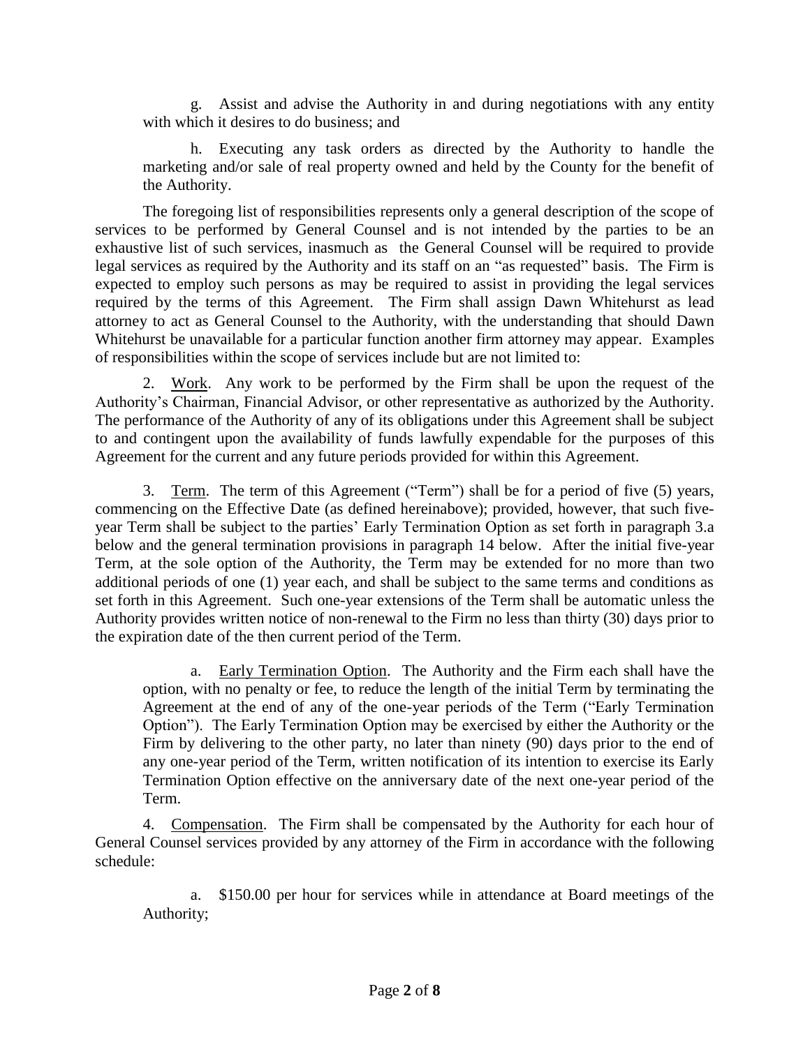g. Assist and advise the Authority in and during negotiations with any entity with which it desires to do business; and

h. Executing any task orders as directed by the Authority to handle the marketing and/or sale of real property owned and held by the County for the benefit of the Authority.

The foregoing list of responsibilities represents only a general description of the scope of services to be performed by General Counsel and is not intended by the parties to be an exhaustive list of such services, inasmuch as the General Counsel will be required to provide legal services as required by the Authority and its staff on an "as requested" basis. The Firm is expected to employ such persons as may be required to assist in providing the legal services required by the terms of this Agreement. The Firm shall assign Dawn Whitehurst as lead attorney to act as General Counsel to the Authority, with the understanding that should Dawn Whitehurst be unavailable for a particular function another firm attorney may appear. Examples of responsibilities within the scope of services include but are not limited to:

2. Work. Any work to be performed by the Firm shall be upon the request of the Authority's Chairman, Financial Advisor, or other representative as authorized by the Authority. The performance of the Authority of any of its obligations under this Agreement shall be subject to and contingent upon the availability of funds lawfully expendable for the purposes of this Agreement for the current and any future periods provided for within this Agreement.

3. Term. The term of this Agreement ("Term") shall be for a period of five (5) years, commencing on the Effective Date (as defined hereinabove); provided, however, that such five-year Term shall be subject to the parties' Early Termination Option as set forth in paragraph 3.a below and the general termination provisions in paragraph 14 below. After the initial five-year Term, at the sole option of the Authority, the Term may be extended for no more than two additional periods of one (1) year each, and shall be subject to the same terms and conditions as set forth in this Agreement. Such one-year extensions of the Term shall be automatic unless the Authority provides written notice of non-renewal to the Firm no less than thirty (30) days prior to the expiration date of the then current period of the Term.

a. Early Termination Option. The Authority and the Firm each shall have the option, with no penalty or fee, to reduce the length of the initial Term by terminating the Agreement at the end of any of the one-year periods of the Term ("Early Termination Option"). The Early Termination Option may be exercised by either the Authority or the Firm by delivering to the other party, no later than ninety (90) days prior to the end of any one-year period of the Term, written notification of its intention to exercise its Early Termination Option effective on the anniversary date of the next one-year period of the Term.

4. Compensation. The Firm shall be compensated by the Authority for each hour of General Counsel services provided by any attorney of the Firm in accordance with the following schedule:

a. $150.00 per hour for services while in attendance at Board meetings of the Authority;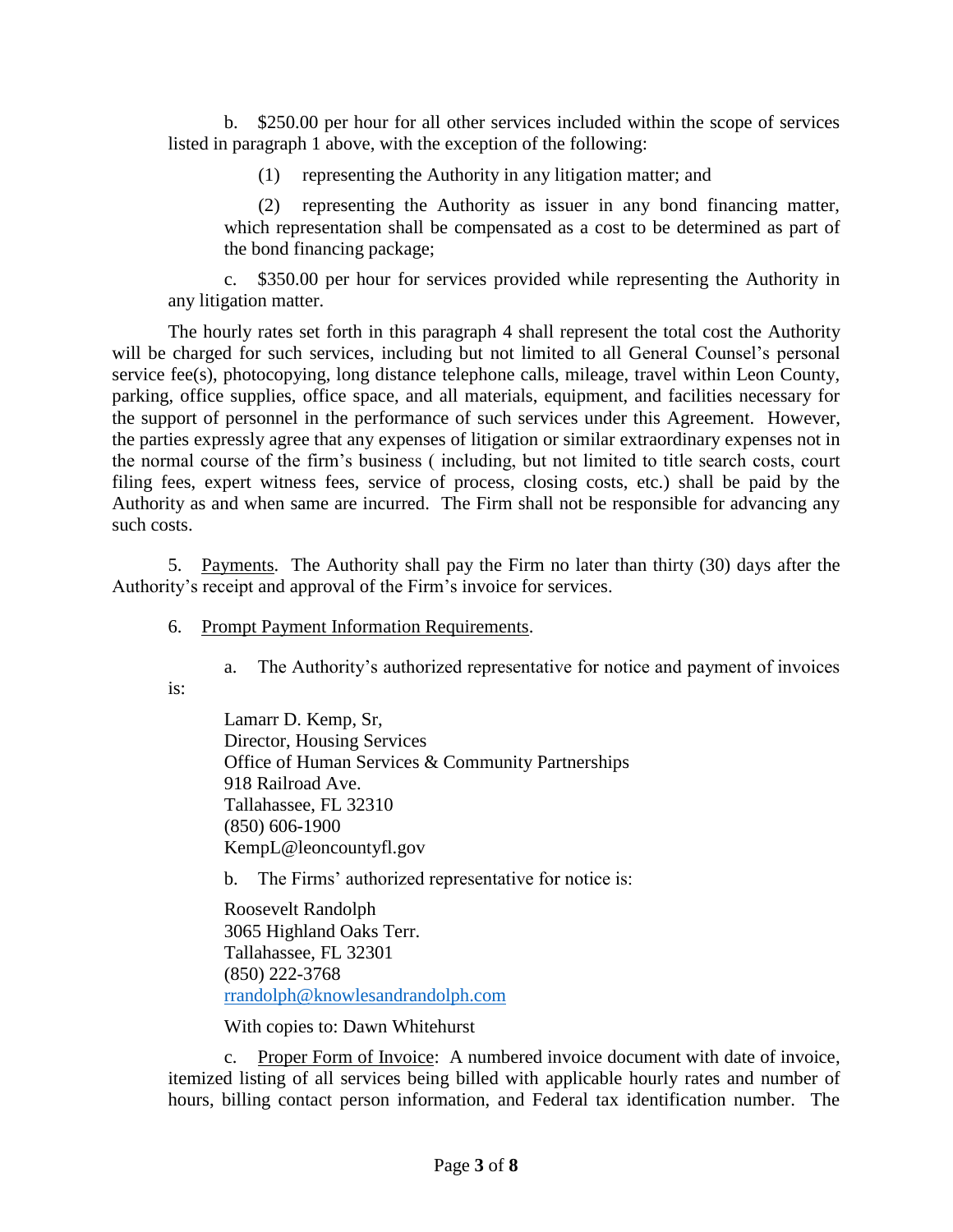b. $250.00 per hour for all other services included within the scope of services listed in paragraph 1 above, with the exception of the following:

(1) representing the Authority in any litigation matter; and

(2) representing the Authority as issuer in any bond financing matter, which representation shall be compensated as a cost to be determined as part of the bond financing package;

c. $350.00 per hour for services provided while representing the Authority in any litigation matter.

The hourly rates set forth in this paragraph 4 shall represent the total cost the Authority will be charged for such services, including but not limited to all General Counsel's personal service fee(s), photocopying, long distance telephone calls, mileage, travel within Leon County, parking, office supplies, office space, and all materials, equipment, and facilities necessary for the support of personnel in the performance of such services under this Agreement. However, the parties expressly agree that any expenses of litigation or similar extraordinary expenses not in the normal course of the firm's business ( including, but not limited to title search costs, court filing fees, expert witness fees, service of process, closing costs, etc.) shall be paid by the Authority as and when same are incurred. The Firm shall not be responsible for advancing any such costs.

5. Payments. The Authority shall pay the Firm no later than thirty (30) days after the Authority's receipt and approval of the Firm's invoice for services.

6. Prompt Payment Information Requirements.

a. The Authority's authorized representative for notice and payment of invoices is:

Lamarr D. Kemp, Sr,
Director, Housing Services
Office of Human Services & Community Partnerships
918 Railroad Ave.
Tallahassee, FL 32310
(850) 606-1900
KempL@leoncountyfl.gov

b. The Firms' authorized representative for notice is:

Roosevelt Randolph
3065 Highland Oaks Terr.
Tallahassee, FL 32301
(850) 222-3768
rrandolph@knowlesandrandolph.com

With copies to: Dawn Whitehurst

c. Proper Form of Invoice: A numbered invoice document with date of invoice, itemized listing of all services being billed with applicable hourly rates and number of hours, billing contact person information, and Federal tax identification number. The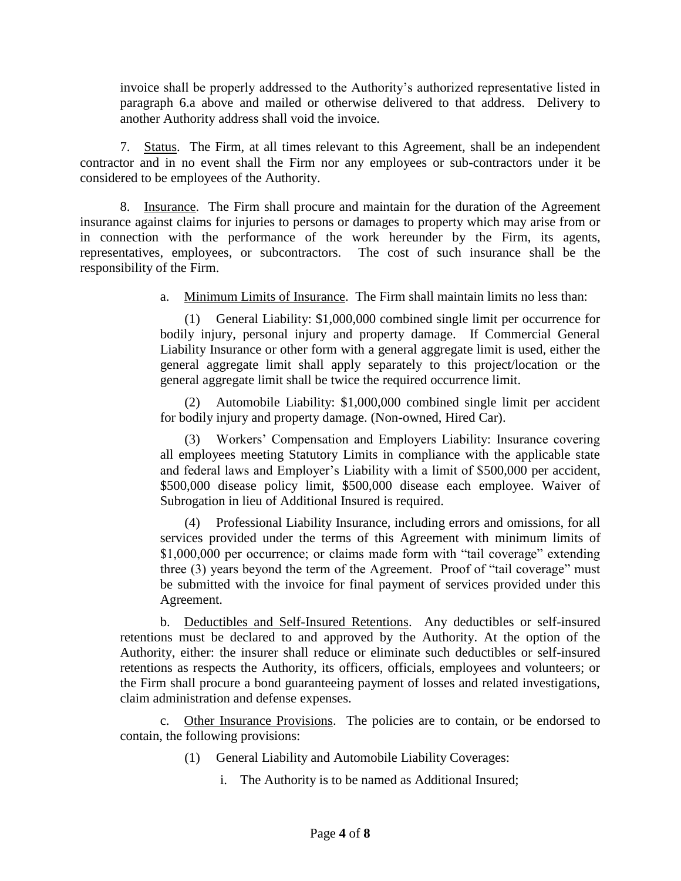invoice shall be properly addressed to the Authority's authorized representative listed in paragraph 6.a above and mailed or otherwise delivered to that address. Delivery to another Authority address shall void the invoice.

7. Status. The Firm, at all times relevant to this Agreement, shall be an independent contractor and in no event shall the Firm nor any employees or sub-contractors under it be considered to be employees of the Authority.

8. Insurance. The Firm shall procure and maintain for the duration of the Agreement insurance against claims for injuries to persons or damages to property which may arise from or in connection with the performance of the work hereunder by the Firm, its agents, representatives, employees, or subcontractors. The cost of such insurance shall be the responsibility of the Firm.

a. Minimum Limits of Insurance. The Firm shall maintain limits no less than:

(1) General Liability: $1,000,000 combined single limit per occurrence for bodily injury, personal injury and property damage. If Commercial General Liability Insurance or other form with a general aggregate limit is used, either the general aggregate limit shall apply separately to this project/location or the general aggregate limit shall be twice the required occurrence limit.

(2) Automobile Liability: $1,000,000 combined single limit per accident for bodily injury and property damage. (Non-owned, Hired Car).

(3) Workers' Compensation and Employers Liability: Insurance covering all employees meeting Statutory Limits in compliance with the applicable state and federal laws and Employer's Liability with a limit of $500,000 per accident, $500,000 disease policy limit, $500,000 disease each employee. Waiver of Subrogation in lieu of Additional Insured is required.

(4) Professional Liability Insurance, including errors and omissions, for all services provided under the terms of this Agreement with minimum limits of $1,000,000 per occurrence; or claims made form with "tail coverage" extending three (3) years beyond the term of the Agreement. Proof of "tail coverage" must be submitted with the invoice for final payment of services provided under this Agreement.

b. Deductibles and Self-Insured Retentions. Any deductibles or self-insured retentions must be declared to and approved by the Authority. At the option of the Authority, either: the insurer shall reduce or eliminate such deductibles or self-insured retentions as respects the Authority, its officers, officials, employees and volunteers; or the Firm shall procure a bond guaranteeing payment of losses and related investigations, claim administration and defense expenses.

c. Other Insurance Provisions. The policies are to contain, or be endorsed to contain, the following provisions:

(1) General Liability and Automobile Liability Coverages:

i. The Authority is to be named as Additional Insured;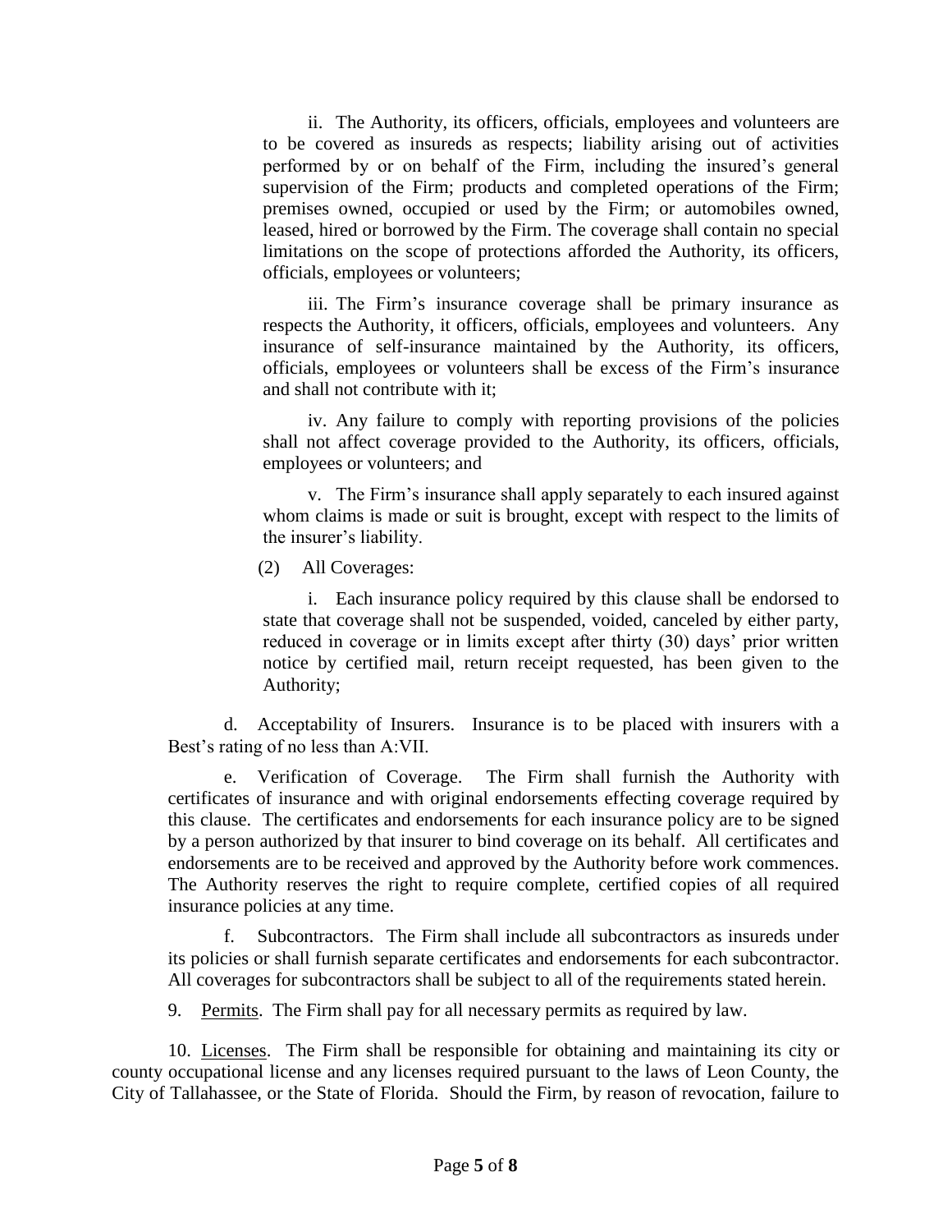ii. The Authority, its officers, officials, employees and volunteers are to be covered as insureds as respects; liability arising out of activities performed by or on behalf of the Firm, including the insured's general supervision of the Firm; products and completed operations of the Firm; premises owned, occupied or used by the Firm; or automobiles owned, leased, hired or borrowed by the Firm. The coverage shall contain no special limitations on the scope of protections afforded the Authority, its officers, officials, employees or volunteers;

iii. The Firm's insurance coverage shall be primary insurance as respects the Authority, it officers, officials, employees and volunteers. Any insurance of self-insurance maintained by the Authority, its officers, officials, employees or volunteers shall be excess of the Firm's insurance and shall not contribute with it;

iv. Any failure to comply with reporting provisions of the policies shall not affect coverage provided to the Authority, its officers, officials, employees or volunteers; and

v. The Firm's insurance shall apply separately to each insured against whom claims is made or suit is brought, except with respect to the limits of the insurer's liability.

(2) All Coverages:

i. Each insurance policy required by this clause shall be endorsed to state that coverage shall not be suspended, voided, canceled by either party, reduced in coverage or in limits except after thirty (30) days' prior written notice by certified mail, return receipt requested, has been given to the Authority;

d. Acceptability of Insurers. Insurance is to be placed with insurers with a Best's rating of no less than A:VII.

e. Verification of Coverage. The Firm shall furnish the Authority with certificates of insurance and with original endorsements effecting coverage required by this clause. The certificates and endorsements for each insurance policy are to be signed by a person authorized by that insurer to bind coverage on its behalf. All certificates and endorsements are to be received and approved by the Authority before work commences. The Authority reserves the right to require complete, certified copies of all required insurance policies at any time.

f. Subcontractors. The Firm shall include all subcontractors as insureds under its policies or shall furnish separate certificates and endorsements for each subcontractor. All coverages for subcontractors shall be subject to all of the requirements stated herein.

9. Permits. The Firm shall pay for all necessary permits as required by law.

10. Licenses. The Firm shall be responsible for obtaining and maintaining its city or county occupational license and any licenses required pursuant to the laws of Leon County, the City of Tallahassee, or the State of Florida. Should the Firm, by reason of revocation, failure to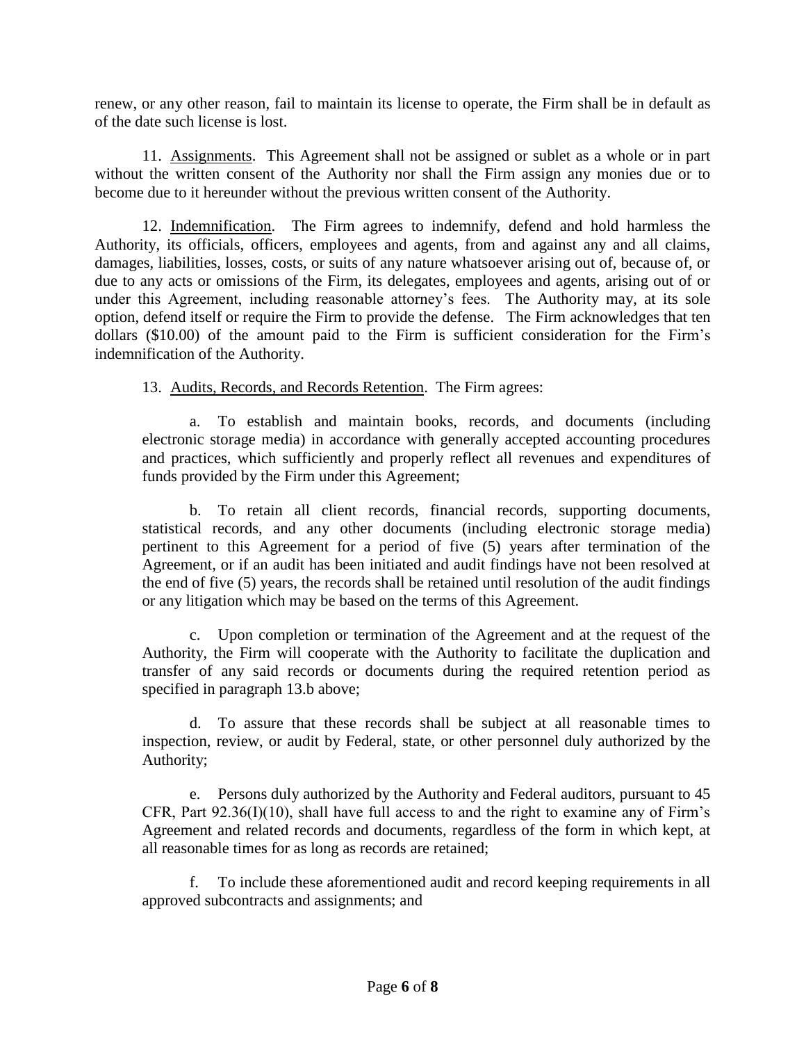renew, or any other reason, fail to maintain its license to operate, the Firm shall be in default as of the date such license is lost.

11. Assignments. This Agreement shall not be assigned or sublet as a whole or in part without the written consent of the Authority nor shall the Firm assign any monies due or to become due to it hereunder without the previous written consent of the Authority.

12. Indemnification. The Firm agrees to indemnify, defend and hold harmless the Authority, its officials, officers, employees and agents, from and against any and all claims, damages, liabilities, losses, costs, or suits of any nature whatsoever arising out of, because of, or due to any acts or omissions of the Firm, its delegates, employees and agents, arising out of or under this Agreement, including reasonable attorney's fees. The Authority may, at its sole option, defend itself or require the Firm to provide the defense. The Firm acknowledges that ten dollars ($10.00) of the amount paid to the Firm is sufficient consideration for the Firm's indemnification of the Authority.

13. Audits, Records, and Records Retention. The Firm agrees:

a. To establish and maintain books, records, and documents (including electronic storage media) in accordance with generally accepted accounting procedures and practices, which sufficiently and properly reflect all revenues and expenditures of funds provided by the Firm under this Agreement;

b. To retain all client records, financial records, supporting documents, statistical records, and any other documents (including electronic storage media) pertinent to this Agreement for a period of five (5) years after termination of the Agreement, or if an audit has been initiated and audit findings have not been resolved at the end of five (5) years, the records shall be retained until resolution of the audit findings or any litigation which may be based on the terms of this Agreement.

c. Upon completion or termination of the Agreement and at the request of the Authority, the Firm will cooperate with the Authority to facilitate the duplication and transfer of any said records or documents during the required retention period as specified in paragraph 13.b above;

d. To assure that these records shall be subject at all reasonable times to inspection, review, or audit by Federal, state, or other personnel duly authorized by the Authority;

e. Persons duly authorized by the Authority and Federal auditors, pursuant to 45 CFR, Part 92.36(I)(10), shall have full access to and the right to examine any of Firm's Agreement and related records and documents, regardless of the form in which kept, at all reasonable times for as long as records are retained;

f. To include these aforementioned audit and record keeping requirements in all approved subcontracts and assignments; and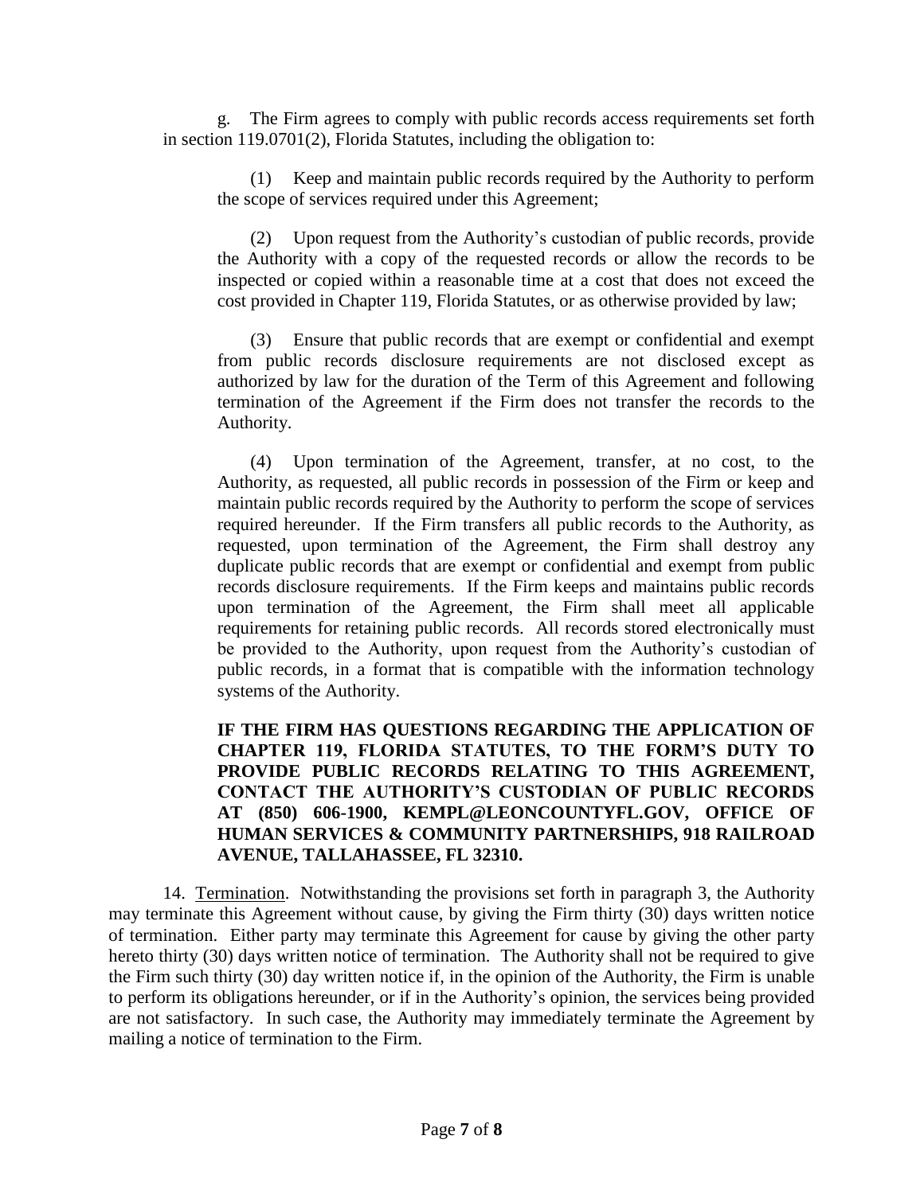g. The Firm agrees to comply with public records access requirements set forth in section 119.0701(2), Florida Statutes, including the obligation to:

(1) Keep and maintain public records required by the Authority to perform the scope of services required under this Agreement;

(2) Upon request from the Authority's custodian of public records, provide the Authority with a copy of the requested records or allow the records to be inspected or copied within a reasonable time at a cost that does not exceed the cost provided in Chapter 119, Florida Statutes, or as otherwise provided by law;

(3) Ensure that public records that are exempt or confidential and exempt from public records disclosure requirements are not disclosed except as authorized by law for the duration of the Term of this Agreement and following termination of the Agreement if the Firm does not transfer the records to the Authority.

(4) Upon termination of the Agreement, transfer, at no cost, to the Authority, as requested, all public records in possession of the Firm or keep and maintain public records required by the Authority to perform the scope of services required hereunder. If the Firm transfers all public records to the Authority, as requested, upon termination of the Agreement, the Firm shall destroy any duplicate public records that are exempt or confidential and exempt from public records disclosure requirements. If the Firm keeps and maintains public records upon termination of the Agreement, the Firm shall meet all applicable requirements for retaining public records. All records stored electronically must be provided to the Authority, upon request from the Authority's custodian of public records, in a format that is compatible with the information technology systems of the Authority.

**IF THE FIRM HAS QUESTIONS REGARDING THE APPLICATION OF CHAPTER 119, FLORIDA STATUTES, TO THE FORM'S DUTY TO PROVIDE PUBLIC RECORDS RELATING TO THIS AGREEMENT, CONTACT THE AUTHORITY'S CUSTODIAN OF PUBLIC RECORDS AT (850) 606-1900, KEMPL@LEONCOUNTYFL.GOV, OFFICE OF HUMAN SERVICES & COMMUNITY PARTNERSHIPS, 918 RAILROAD AVENUE, TALLAHASSEE, FL 32310.**

14. <u>Termination</u>. Notwithstanding the provisions set forth in paragraph 3, the Authority may terminate this Agreement without cause, by giving the Firm thirty (30) days written notice of termination. Either party may terminate this Agreement for cause by giving the other party hereto thirty (30) days written notice of termination. The Authority shall not be required to give the Firm such thirty (30) day written notice if, in the opinion of the Authority, the Firm is unable to perform its obligations hereunder, or if in the Authority's opinion, the services being provided are not satisfactory. In such case, the Authority may immediately terminate the Agreement by mailing a notice of termination to the Firm.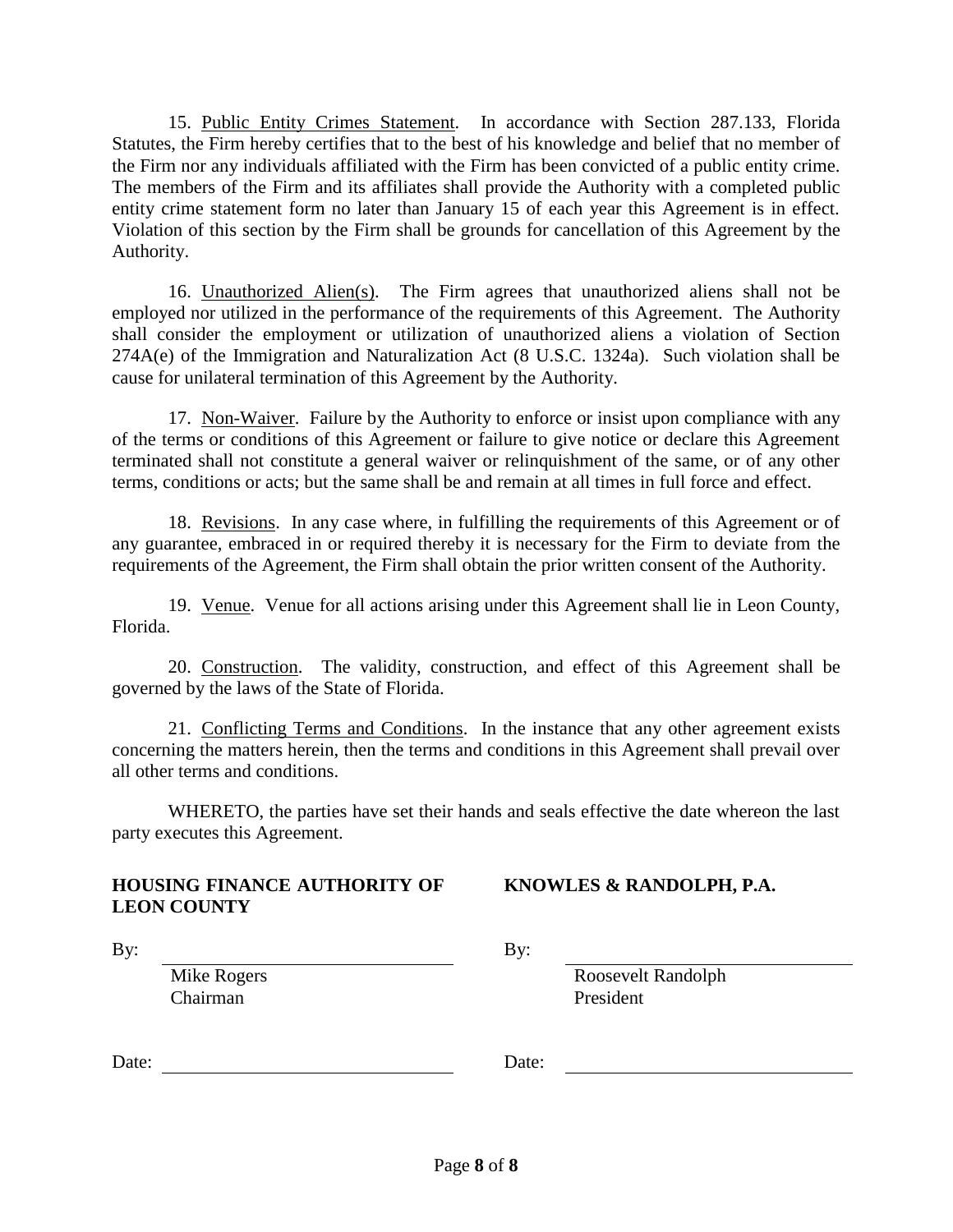15. Public Entity Crimes Statement. In accordance with Section 287.133, Florida Statutes, the Firm hereby certifies that to the best of his knowledge and belief that no member of the Firm nor any individuals affiliated with the Firm has been convicted of a public entity crime. The members of the Firm and its affiliates shall provide the Authority with a completed public entity crime statement form no later than January 15 of each year this Agreement is in effect. Violation of this section by the Firm shall be grounds for cancellation of this Agreement by the Authority.

16. Unauthorized Alien(s). The Firm agrees that unauthorized aliens shall not be employed nor utilized in the performance of the requirements of this Agreement. The Authority shall consider the employment or utilization of unauthorized aliens a violation of Section 274A(e) of the Immigration and Naturalization Act (8 U.S.C. 1324a). Such violation shall be cause for unilateral termination of this Agreement by the Authority.

17. Non-Waiver. Failure by the Authority to enforce or insist upon compliance with any of the terms or conditions of this Agreement or failure to give notice or declare this Agreement terminated shall not constitute a general waiver or relinquishment of the same, or of any other terms, conditions or acts; but the same shall be and remain at all times in full force and effect.

18. Revisions. In any case where, in fulfilling the requirements of this Agreement or of any guarantee, embraced in or required thereby it is necessary for the Firm to deviate from the requirements of the Agreement, the Firm shall obtain the prior written consent of the Authority.

19. Venue. Venue for all actions arising under this Agreement shall lie in Leon County, Florida.

20. Construction. The validity, construction, and effect of this Agreement shall be governed by the laws of the State of Florida.

21. Conflicting Terms and Conditions. In the instance that any other agreement exists concerning the matters herein, then the terms and conditions in this Agreement shall prevail over all other terms and conditions.

WHERETO, the parties have set their hands and seals effective the date whereon the last party executes this Agreement.

**HOUSING FINANCE AUTHORITY OF LEON COUNTY**

By: ______________________________
Mike Rogers
Chairman

Date: ______________________________

**KNOWLES & RANDOLPH, P.A.**

By: ______________________________
Roosevelt Randolph
President

Date: ______________________________